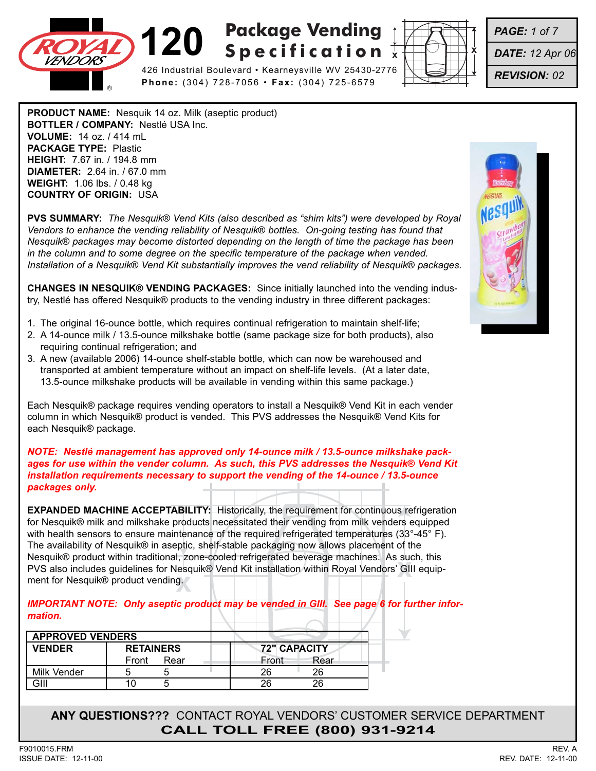# 120 Package Vending Specification

426 Industrial Boulevard • Kearneysville WV 25430-2776
**Phone:** (304) 728-7056 • **Fax:** (304) 725-6579

***PAGE:*** *1 of 7*
***DATE:*** *12 Apr 06*
***REVISION:*** *02*

**PRODUCT NAME:** Nesquik 14 oz. Milk (aseptic product)
**BOTTLER / COMPANY:** Nestlé USA Inc.
**VOLUME:** 14 oz. / 414 mL
**PACKAGE TYPE:** Plastic
**HEIGHT:** 7.67 in. / 194.8 mm
**DIAMETER:** 2.64 in. / 67.0 mm
**WEIGHT:** 1.06 lbs. / 0.48 kg
**COUNTRY OF ORIGIN:** USA

**PVS SUMMARY:** *The Nesquik® Vend Kits (also described as "shim kits") were developed by Royal Vendors to enhance the vending reliability of Nesquik® bottles. On-going testing has found that Nesquik® packages may become distorted depending on the length of time the package has been in the column and to some degree on the specific temperature of the package when vended. Installation of a Nesquik® Vend Kit substantially improves the vend reliability of Nesquik® packages.*

**CHANGES IN NESQUIK® VENDING PACKAGES:** Since initially launched into the vending industry, Nestlé has offered Nesquik® products to the vending industry in three different packages:

1. The original 16-ounce bottle, which requires continual refrigeration to maintain shelf-life;
2. A 14-ounce milk / 13.5-ounce milkshake bottle (same package size for both products), also requiring continual refrigeration; and
3. A new (available 2006) 14-ounce shelf-stable bottle, which can now be warehoused and transported at ambient temperature without an impact on shelf-life levels. (At a later date, 13.5-ounce milkshake products will be available in vending within this same package.)

Each Nesquik® package requires vending operators to install a Nesquik® Vend Kit in each vender column in which Nesquik® product is vended. This PVS addresses the Nesquik® Vend Kits for each Nesquik® package.

***NOTE: Nestlé management has approved only 14-ounce milk / 13.5-ounce milkshake packages for use within the vender column. As such, this PVS addresses the Nesquik® Vend Kit installation requirements necessary to support the vending of the 14-ounce / 13.5-ounce packages only.***

**EXPANDED MACHINE ACCEPTABILITY:** Historically, the requirement for continuous refrigeration for Nesquik® milk and milkshake products necessitated their vending from milk venders equipped with health sensors to ensure maintenance of the required refrigerated temperatures (33°-45° F). The availability of Nesquik® in aseptic, shelf-stable packaging now allows placement of the Nesquik® product within traditional, zone-cooled refrigerated beverage machines. As such, this PVS also includes guidelines for Nesquik® Vend Kit installation within Royal Vendors' GIII equipment for Nesquik® product vending.

***IMPORTANT NOTE: Only aseptic product may be vended in GIII. See page 6 for further information.***

| APPROVED VENDERS | | | | |
|---|---|---|---|---|
| **VENDER** | **RETAINERS** | | **72" CAPACITY** | |
| | Front | Rear | Front | Rear |
| Milk Vender | 5 | 5 | 26 | 26 |
| GIII | 10 | 5 | 26 | 26 |

**ANY QUESTIONS???** CONTACT ROYAL VENDORS' CUSTOMER SERVICE DEPARTMENT
**CALL TOLL FREE (800) 931-9214**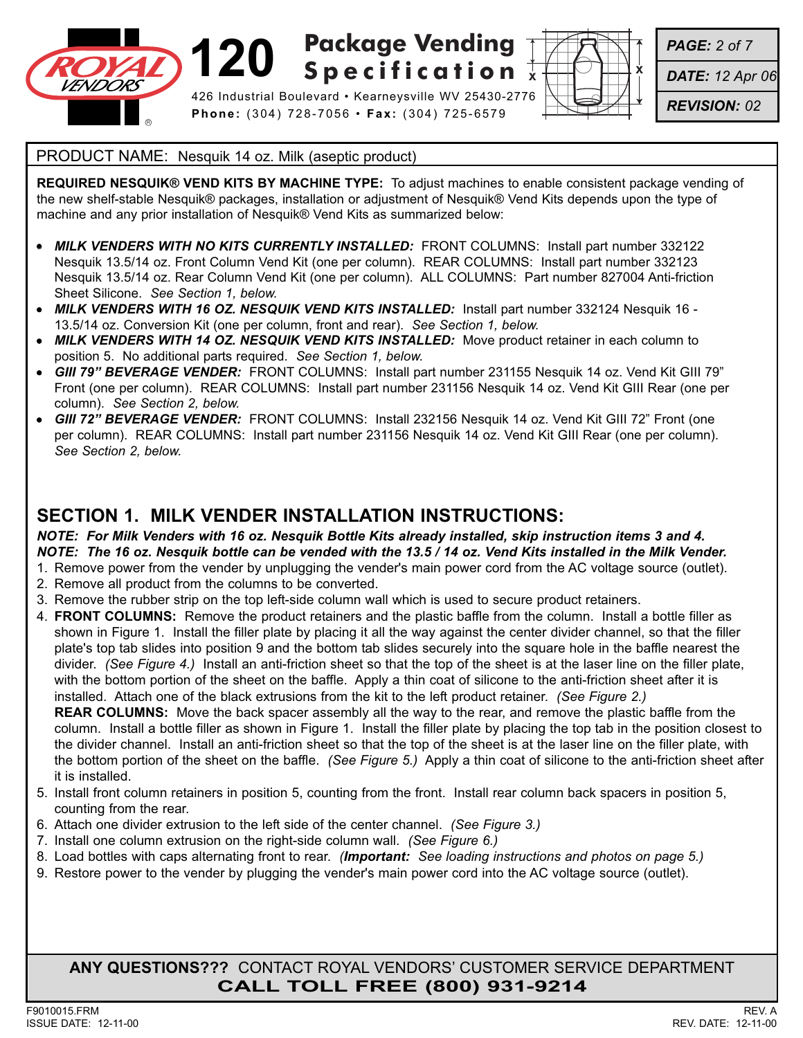PRODUCT NAME: Nesquik 14 oz. Milk (aseptic product)

**REQUIRED NESQUIK® VEND KITS BY MACHINE TYPE:** To adjust machines to enable consistent package vending of the new shelf-stable Nesquik® packages, installation or adjustment of Nesquik® Vend Kits depends upon the type of machine and any prior installation of Nesquik® Vend Kits as summarized below:

- ***MILK VENDERS WITH NO KITS CURRENTLY INSTALLED:*** FRONT COLUMNS: Install part number 332122 Nesquik 13.5/14 oz. Front Column Vend Kit (one per column). REAR COLUMNS: Install part number 332123 Nesquik 13.5/14 oz. Rear Column Vend Kit (one per column). ALL COLUMNS: Part number 827004 Anti-friction Sheet Silicone. *See Section 1, below.*
- ***MILK VENDERS WITH 16 OZ. NESQUIK VEND KITS INSTALLED:*** Install part number 332124 Nesquik 16 - 13.5/14 oz. Conversion Kit (one per column, front and rear). *See Section 1, below.*
- ***MILK VENDERS WITH 14 OZ. NESQUIK VEND KITS INSTALLED:*** Move product retainer in each column to position 5. No additional parts required. *See Section 1, below.*
- ***GIII 79" BEVERAGE VENDER:*** FRONT COLUMNS: Install part number 231155 Nesquik 14 oz. Vend Kit GIII 79" Front (one per column). REAR COLUMNS: Install part number 231156 Nesquik 14 oz. Vend Kit GIII Rear (one per column). *See Section 2, below.*
- ***GIII 72" BEVERAGE VENDER:*** FRONT COLUMNS: Install 232156 Nesquik 14 oz. Vend Kit GIII 72" Front (one per column). REAR COLUMNS: Install part number 231156 Nesquik 14 oz. Vend Kit GIII Rear (one per column). *See Section 2, below.*

## SECTION 1. MILK VENDER INSTALLATION INSTRUCTIONS:

***NOTE: For Milk Venders with 16 oz. Nesquik Bottle Kits already installed, skip instruction items 3 and 4.***
***NOTE: The 16 oz. Nesquik bottle can be vended with the 13.5 / 14 oz. Vend Kits installed in the Milk Vender.***

1. Remove power from the vender by unplugging the vender's main power cord from the AC voltage source (outlet).
2. Remove all product from the columns to be converted.
3. Remove the rubber strip on the top left-side column wall which is used to secure product retainers.
4. **FRONT COLUMNS:** Remove the product retainers and the plastic baffle from the column. Install a bottle filler as shown in Figure 1. Install the filler plate by placing it all the way against the center divider channel, so that the filler plate's top tab slides into position 9 and the bottom tab slides securely into the square hole in the baffle nearest the divider. *(See Figure 4.)* Install an anti-friction sheet so that the top of the sheet is at the laser line on the filler plate, with the bottom portion of the sheet on the baffle. Apply a thin coat of silicone to the anti-friction sheet after it is installed. Attach one of the black extrusions from the kit to the left product retainer. *(See Figure 2.)*
   **REAR COLUMNS:** Move the back spacer assembly all the way to the rear, and remove the plastic baffle from the column. Install a bottle filler as shown in Figure 1. Install the filler plate by placing the top tab in the position closest to the divider channel. Install an anti-friction sheet so that the top of the sheet is at the laser line on the filler plate, with the bottom portion of the sheet on the baffle. *(See Figure 5.)* Apply a thin coat of silicone to the anti-friction sheet after it is installed.
5. Install front column retainers in position 5, counting from the front. Install rear column back spacers in position 5, counting from the rear.
6. Attach one divider extrusion to the left side of the center channel. *(See Figure 3.)*
7. Install one column extrusion on the right-side column wall. *(See Figure 6.)*
8. Load bottles with caps alternating front to rear. *(**Important:** See loading instructions and photos on page 5.)*
9. Restore power to the vender by plugging the vender's main power cord into the AC voltage source (outlet).

**ANY QUESTIONS???** CONTACT ROYAL VENDORS' CUSTOMER SERVICE DEPARTMENT
**CALL TOLL FREE (800) 931-9214**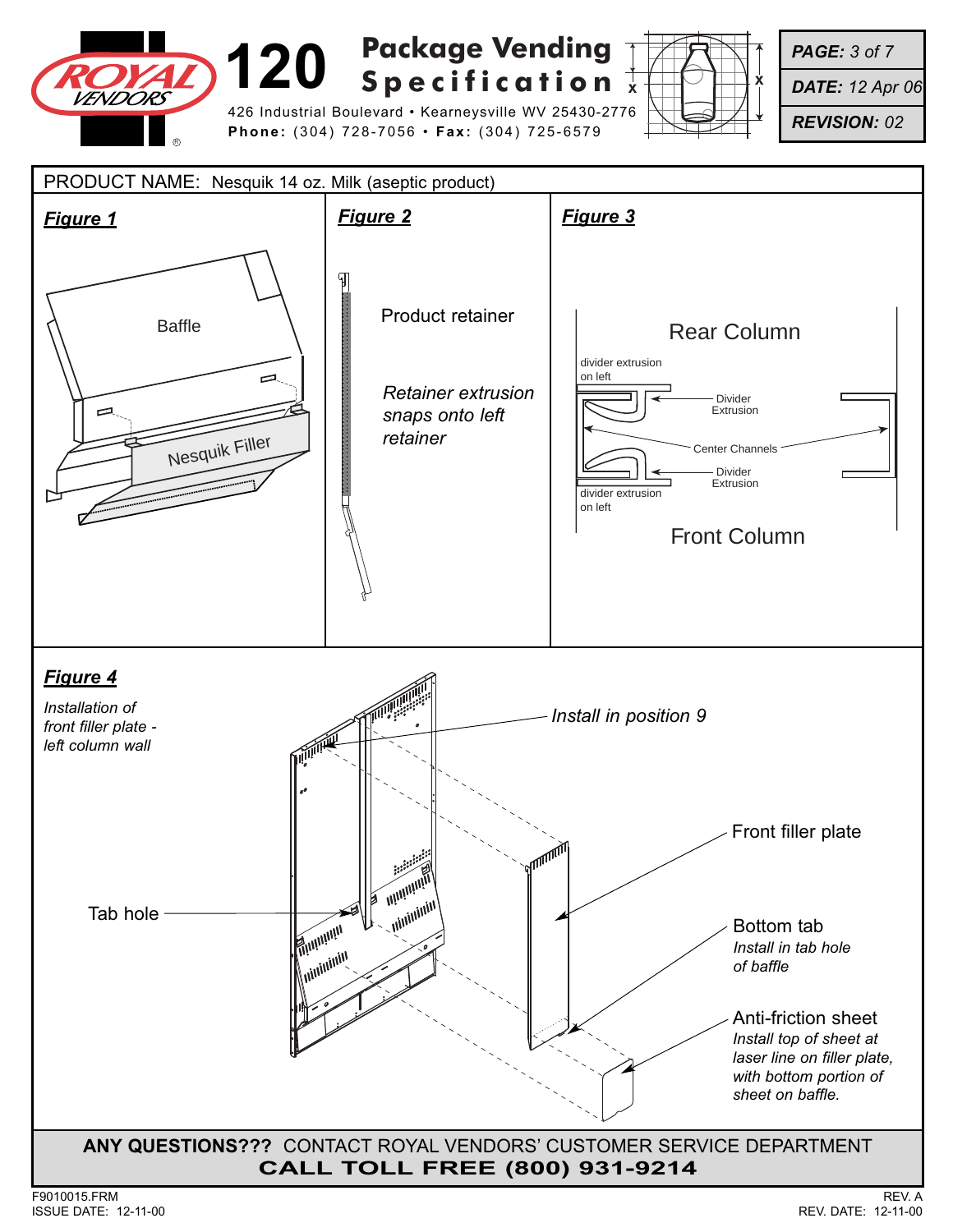**ROYAL VENDORS** **120 Package Vending Specification**

426 Industrial Boulevard • Kearneysville WV 25430-2776
**Phone:** (304) 728-7056 • **Fax:** (304) 725-6579

**PAGE:** 3 of 7
**DATE:** 12 Apr 06
**REVISION:** 02

PRODUCT NAME: Nesquik 14 oz. Milk (aseptic product)

## ***Figure 1***

Baffle

Nesquik Filler

## ***Figure 2***

Product retainer

*Retainer extrusion snaps onto left retainer*

## ***Figure 3***

Rear Column

divider extrusion on left

Divider Extrusion

Center Channels

Divider Extrusion

divider extrusion on left

Front Column

## ***Figure 4***

*Installation of front filler plate - left column wall*

*Install in position 9*

Front filler plate

Tab hole

Bottom tab
*Install in tab hole of baffle*

Anti-friction sheet
*Install top of sheet at laser line on filler plate, with bottom portion of sheet on baffle.*

**ANY QUESTIONS???** CONTACT ROYAL VENDORS' CUSTOMER SERVICE DEPARTMENT
**CALL TOLL FREE (800) 931-9214**

F9010015.FRM
ISSUE DATE: 12-11-00

REV. A
REV. DATE: 12-11-00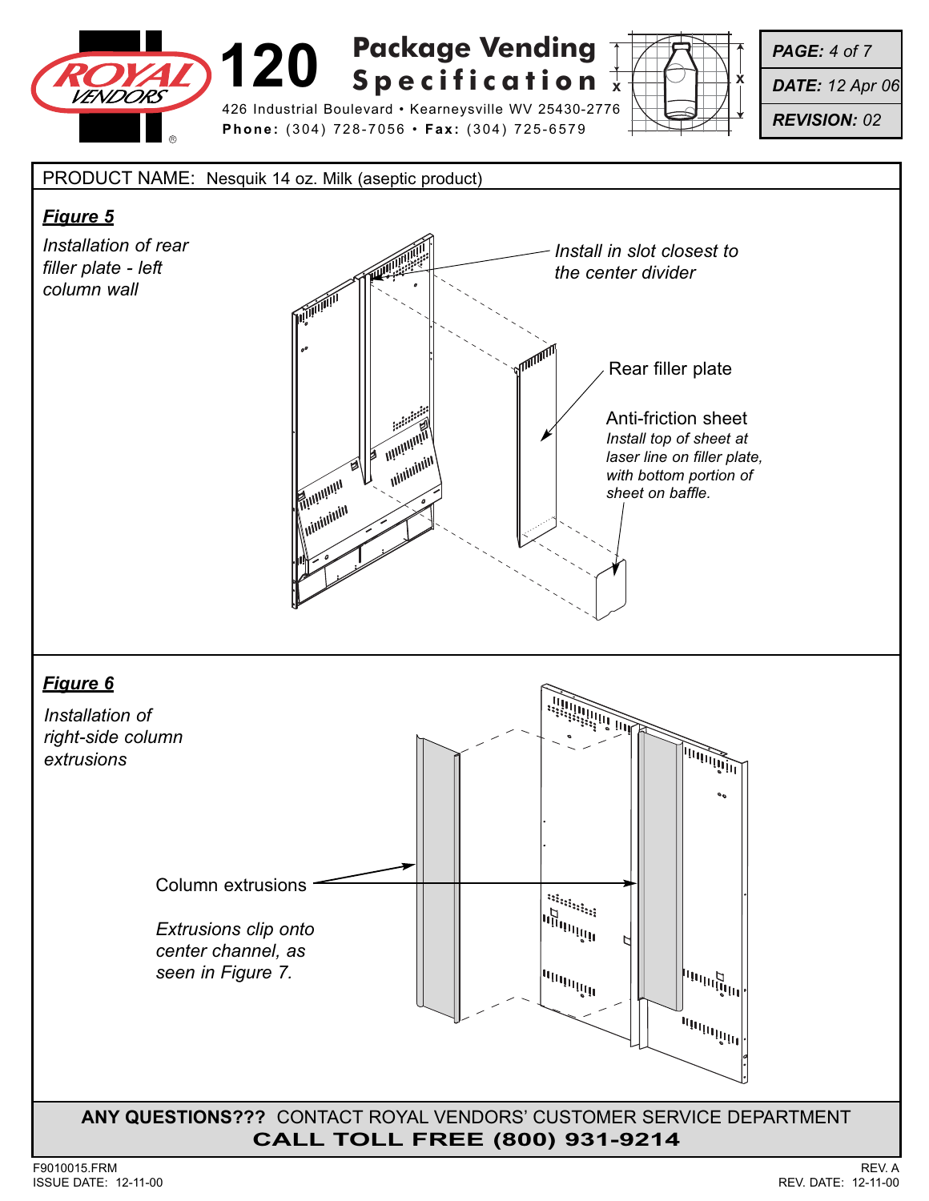**PRODUCT NAME:** Nesquik 14 oz. Milk (aseptic product)

## Figure 5

*Installation of rear filler plate - left column wall*

*Install in slot closest to the center divider*

Rear filler plate

Anti-friction sheet
*Install top of sheet at laser line on filler plate, with bottom portion of sheet on baffle.*

## Figure 6

*Installation of right-side column extrusions*

Column extrusions

*Extrusions clip onto center channel, as seen in Figure 7.*

**ANY QUESTIONS???** CONTACT ROYAL VENDORS' CUSTOMER SERVICE DEPARTMENT
**CALL TOLL FREE (800) 931-9214**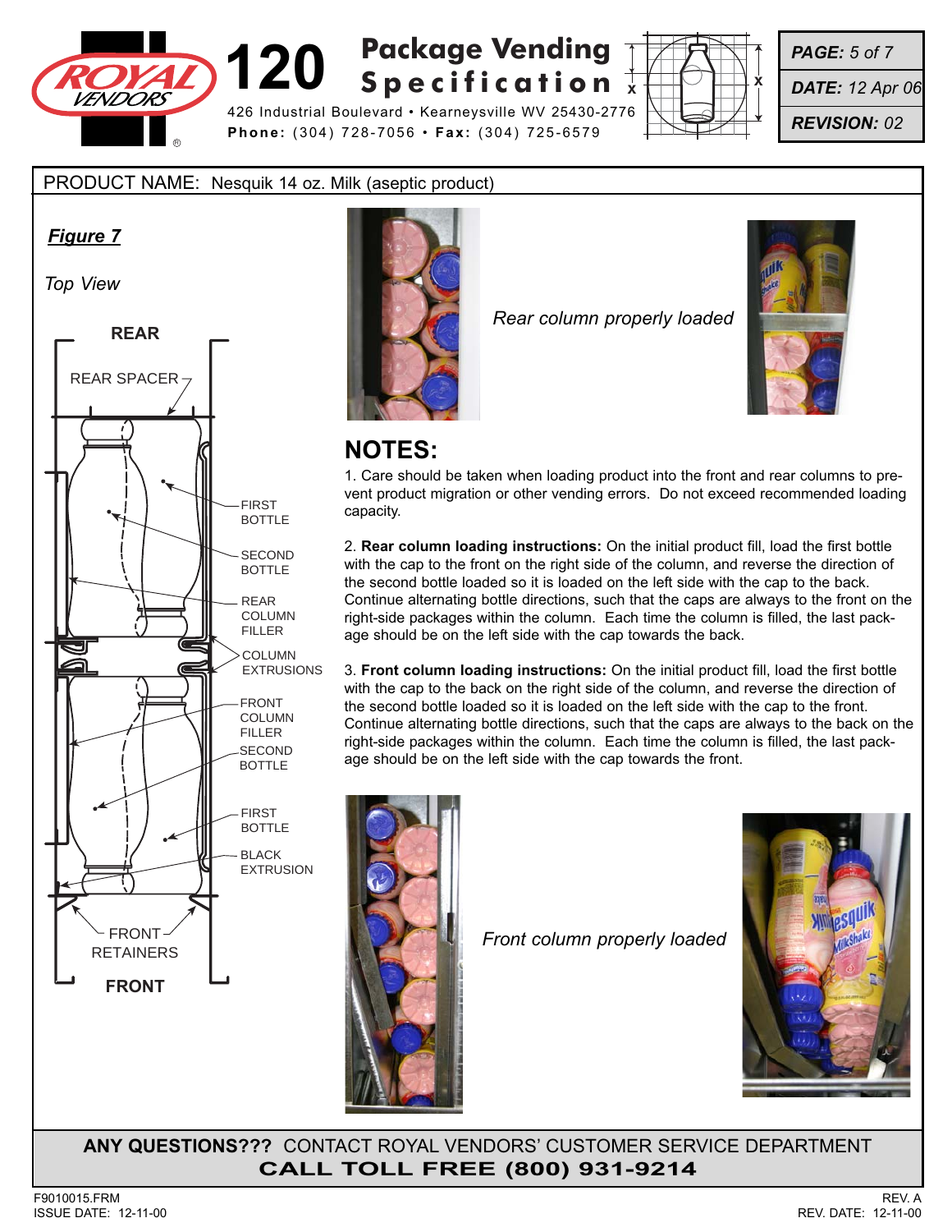# 120 Package Vending Specification

426 Industrial Boulevard • Kearneysville WV 25430-2776
**Phone:** (304) 728-7056 • **Fax:** (304) 725-6579

***PAGE:*** *5 of 7*
***DATE:*** *12 Apr 06*
***REVISION:*** *02*

PRODUCT NAME: Nesquik 14 oz. Milk (aseptic product)

***Figure 7***

*Top View*

REAR

REAR SPACER

FIRST BOTTLE

SECOND BOTTLE

REAR COLUMN FILLER

COLUMN EXTRUSIONS

FRONT COLUMN FILLER

SECOND BOTTLE

FIRST BOTTLE

BLACK EXTRUSION

FRONT RETAINERS

FRONT

*Rear column properly loaded*

## NOTES:

1. Care should be taken when loading product into the front and rear columns to prevent product migration or other vending errors. Do not exceed recommended loading capacity.

2. **Rear column loading instructions:** On the initial product fill, load the first bottle with the cap to the front on the right side of the column, and reverse the direction of the second bottle loaded so it is loaded on the left side with the cap to the back. Continue alternating bottle directions, such that the caps are always to the front on the right-side packages within the column. Each time the column is filled, the last package should be on the left side with the cap towards the back.

3. **Front column loading instructions:** On the initial product fill, load the first bottle with the cap to the back on the right side of the column, and reverse the direction of the second bottle loaded so it is loaded on the left side with the cap to the front. Continue alternating bottle directions, such that the caps are always to the back on the right-side packages within the column. Each time the column is filled, the last package should be on the left side with the cap towards the front.

*Front column properly loaded*

**ANY QUESTIONS???** CONTACT ROYAL VENDORS' CUSTOMER SERVICE DEPARTMENT
**CALL TOLL FREE (800) 931-9214**

F9010015.FRM
ISSUE DATE: 12-11-00

REV. A
REV. DATE: 12-11-00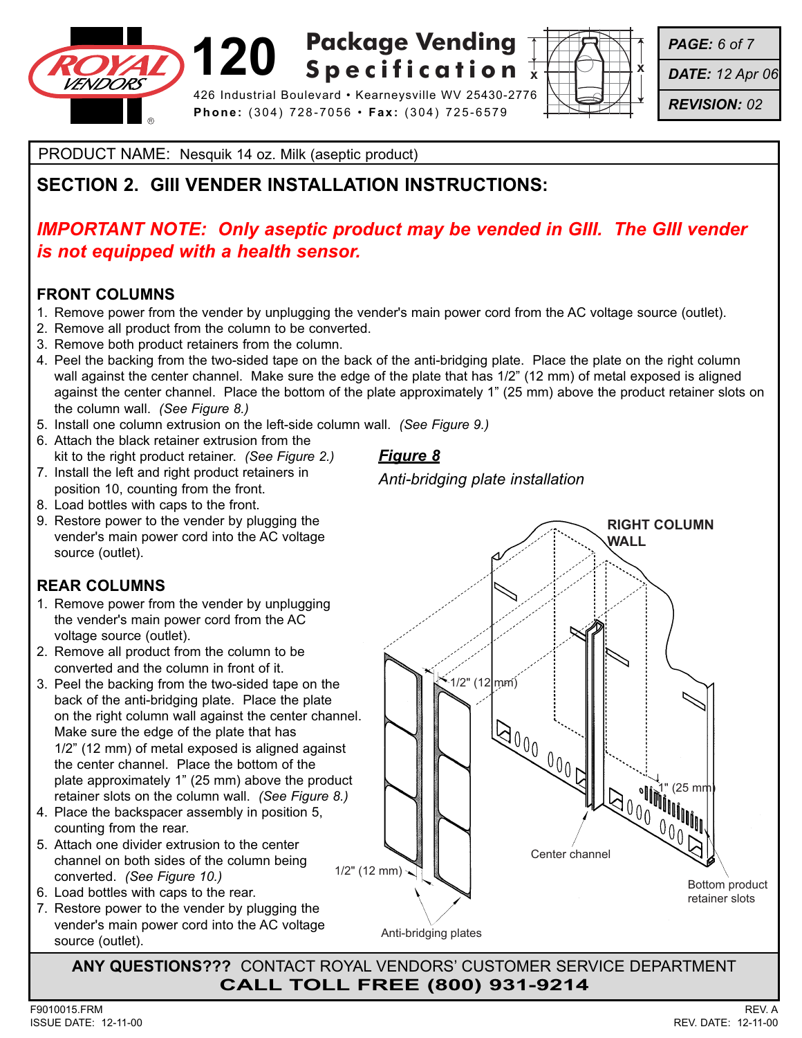PRODUCT NAME: Nesquik 14 oz. Milk (aseptic product)

## SECTION 2. GIII VENDER INSTALLATION INSTRUCTIONS:

***IMPORTANT NOTE: Only aseptic product may be vended in GIII. The GIII vender is not equipped with a health sensor.***

### FRONT COLUMNS

1. Remove power from the vender by unplugging the vender's main power cord from the AC voltage source (outlet).
2. Remove all product from the column to be converted.
3. Remove both product retainers from the column.
4. Peel the backing from the two-sided tape on the back of the anti-bridging plate. Place the plate on the right column wall against the center channel. Make sure the edge of the plate that has 1/2" (12 mm) of metal exposed is aligned against the center channel. Place the bottom of the plate approximately 1" (25 mm) above the product retainer slots on the column wall. *(See Figure 8.)*
5. Install one column extrusion on the left-side column wall. *(See Figure 9.)*
6. Attach the black retainer extrusion from the kit to the right product retainer. *(See Figure 2.)*
7. Install the left and right product retainers in position 10, counting from the front.
8. Load bottles with caps to the front.
9. Restore power to the vender by plugging the vender's main power cord into the AC voltage source (outlet).

### REAR COLUMNS

1. Remove power from the vender by unplugging the vender's main power cord from the AC voltage source (outlet).
2. Remove all product from the column to be converted and the column in front of it.
3. Peel the backing from the two-sided tape on the back of the anti-bridging plate. Place the plate on the right column wall against the center channel. Make sure the edge of the plate that has 1/2" (12 mm) of metal exposed is aligned against the center channel. Place the bottom of the plate approximately 1" (25 mm) above the product retainer slots on the column wall. *(See Figure 8.)*
4. Place the backspacer assembly in position 5, counting from the rear.
5. Attach one divider extrusion to the center channel on both sides of the column being converted. *(See Figure 10.)*
6. Load bottles with caps to the rear.
7. Restore power to the vender by plugging the vender's main power cord into the AC voltage source (outlet).

***Figure 8***

*Anti-bridging plate installation*

RIGHT COLUMN WALL

1/2" (12 mm)

1" (25 mm)

1/2" (12 mm)

Center channel

Bottom product retainer slots

Anti-bridging plates

**ANY QUESTIONS???** CONTACT ROYAL VENDORS' CUSTOMER SERVICE DEPARTMENT
**CALL TOLL FREE (800) 931-9214**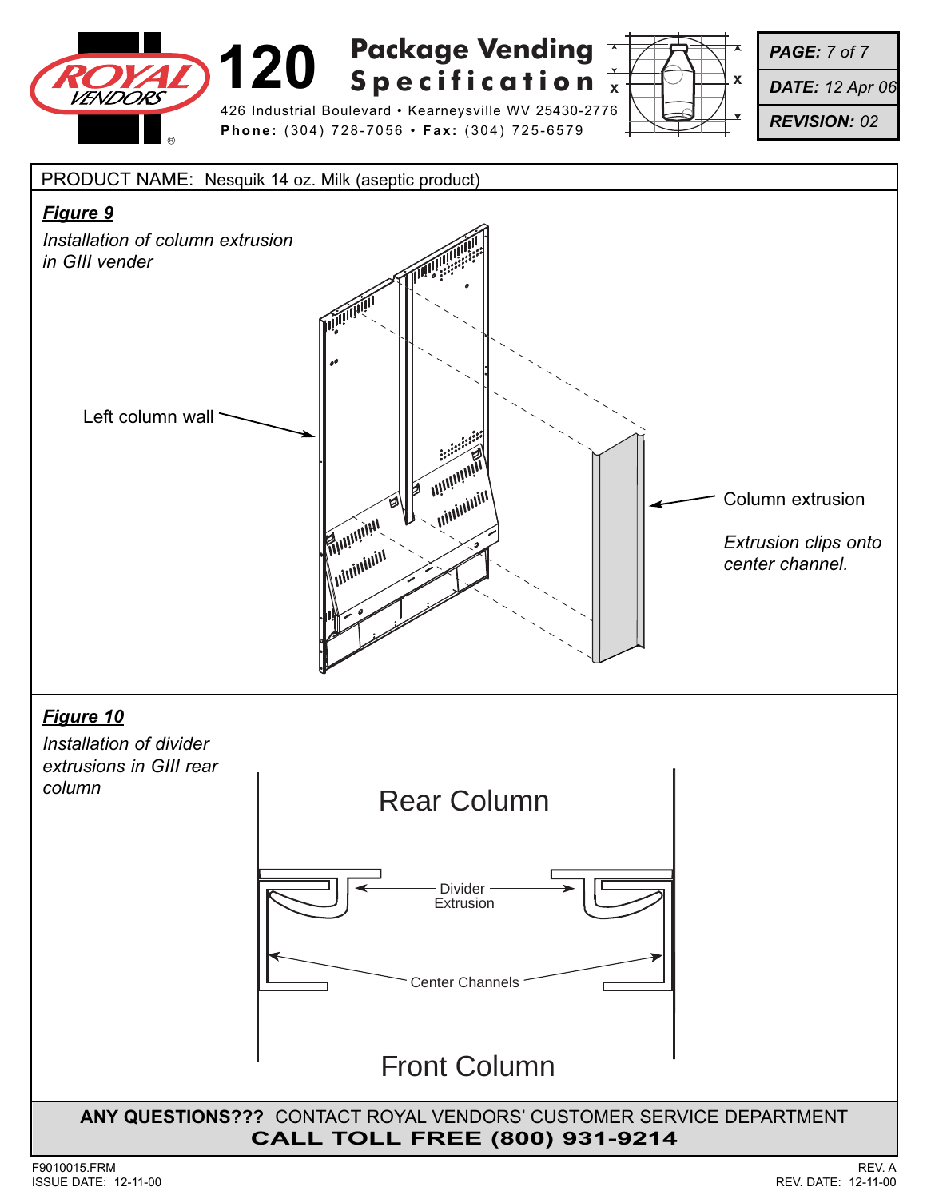PRODUCT NAME: Nesquik 14 oz. Milk (aseptic product)

***Figure 9***

*Installation of column extrusion in GIII vender*

Left column wall

Column extrusion

*Extrusion clips onto center channel.*

***Figure 10***

*Installation of divider extrusions in GIII rear column*

Rear Column

Divider Extrusion

Center Channels

Front Column

**ANY QUESTIONS???** CONTACT ROYAL VENDORS' CUSTOMER SERVICE DEPARTMENT
**CALL TOLL FREE (800) 931-9214**